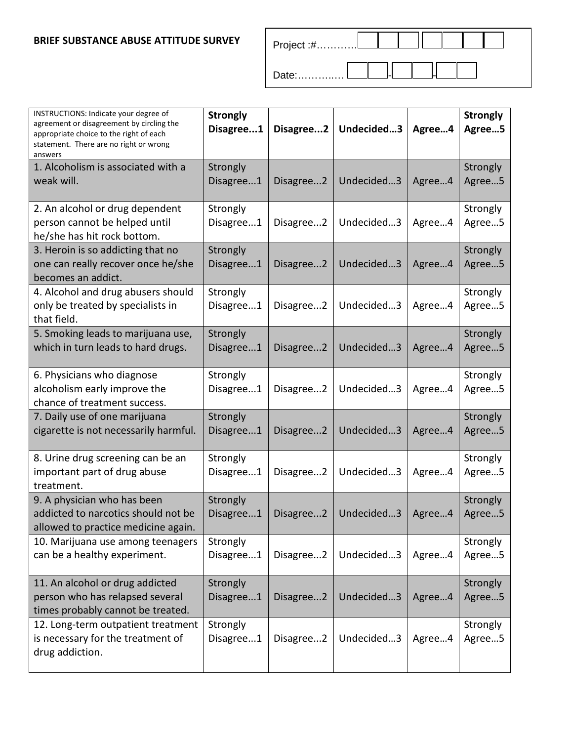**BRIEF SUBSTANCE ABUSE ATTITUDE SURVEY**

Project :#………….

Date:……….…  -  -

| INSTRUCTIONS: Indicate your degree of agreement or disagreement by circling the appropriate choice to the right of each statement. There are no right or wrong answers | **Strongly Disagree...1** | **Disagree...2** | **Undecided…3** | **Agree…4** | **Strongly Agree…5** |
|---|---|---|---|---|---|
| 1. Alcoholism is associated with a weak will. | Strongly Disagree...1 | Disagree...2 | Undecided…3 | Agree…4 | Strongly Agree…5 |
| 2. An alcohol or drug dependent person cannot be helped until he/she has hit rock bottom. | Strongly Disagree...1 | Disagree...2 | Undecided…3 | Agree…4 | Strongly Agree…5 |
| 3. Heroin is so addicting that no one can really recover once he/she becomes an addict. | Strongly Disagree...1 | Disagree...2 | Undecided…3 | Agree…4 | Strongly Agree…5 |
| 4. Alcohol and drug abusers should only be treated by specialists in that field. | Strongly Disagree...1 | Disagree...2 | Undecided…3 | Agree…4 | Strongly Agree…5 |
| 5. Smoking leads to marijuana use, which in turn leads to hard drugs. | Strongly Disagree...1 | Disagree...2 | Undecided…3 | Agree…4 | Strongly Agree…5 |
| 6. Physicians who diagnose alcoholism early improve the chance of treatment success. | Strongly Disagree...1 | Disagree...2 | Undecided…3 | Agree…4 | Strongly Agree…5 |
| 7. Daily use of one marijuana cigarette is not necessarily harmful. | Strongly Disagree...1 | Disagree...2 | Undecided…3 | Agree…4 | Strongly Agree…5 |
| 8. Urine drug screening can be an important part of drug abuse treatment. | Strongly Disagree...1 | Disagree...2 | Undecided…3 | Agree…4 | Strongly Agree…5 |
| 9. A physician who has been addicted to narcotics should not be allowed to practice medicine again. | Strongly Disagree...1 | Disagree...2 | Undecided…3 | Agree…4 | Strongly Agree…5 |
| 10. Marijuana use among teenagers can be a healthy experiment. | Strongly Disagree...1 | Disagree...2 | Undecided…3 | Agree…4 | Strongly Agree…5 |
| 11. An alcohol or drug addicted person who has relapsed several times probably cannot be treated. | Strongly Disagree...1 | Disagree...2 | Undecided…3 | Agree…4 | Strongly Agree…5 |
| 12. Long-term outpatient treatment is necessary for the treatment of drug addiction. | Strongly Disagree...1 | Disagree...2 | Undecided…3 | Agree…4 | Strongly Agree…5 |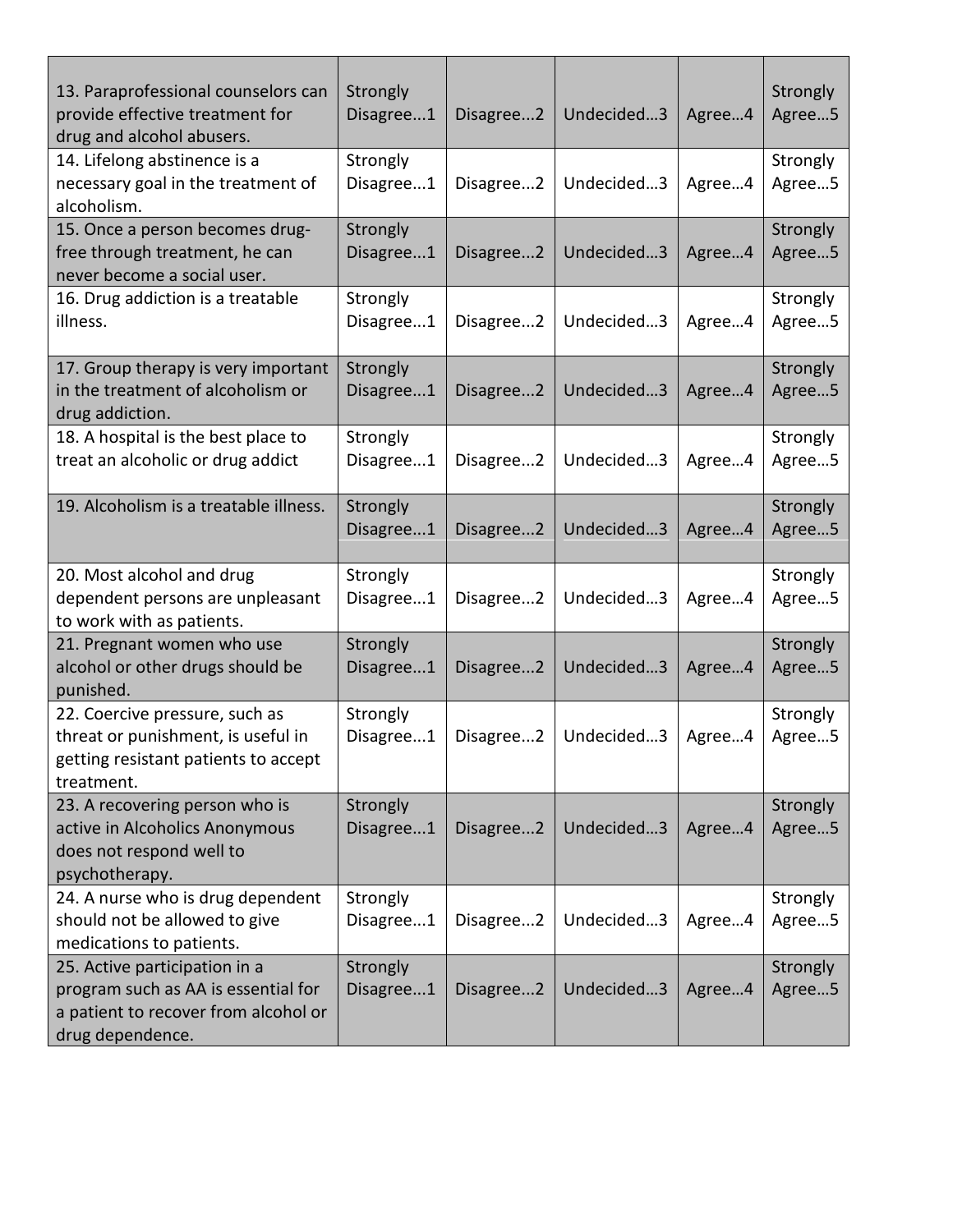| | | | | | |
|---|---|---|---|---|---|
| 13. Paraprofessional counselors can provide effective treatment for drug and alcohol abusers. | Strongly Disagree...1 | Disagree...2 | Undecided…3 | Agree…4 | Strongly Agree…5 |
| 14. Lifelong abstinence is a necessary goal in the treatment of alcoholism. | Strongly Disagree...1 | Disagree...2 | Undecided…3 | Agree…4 | Strongly Agree…5 |
| 15. Once a person becomes drug-free through treatment, he can never become a social user. | Strongly Disagree...1 | Disagree...2 | Undecided…3 | Agree…4 | Strongly Agree…5 |
| 16. Drug addiction is a treatable illness. | Strongly Disagree...1 | Disagree...2 | Undecided…3 | Agree…4 | Strongly Agree…5 |
| 17. Group therapy is very important in the treatment of alcoholism or drug addiction. | Strongly Disagree...1 | Disagree...2 | Undecided…3 | Agree…4 | Strongly Agree…5 |
| 18. A hospital is the best place to treat an alcoholic or drug addict | Strongly Disagree...1 | Disagree...2 | Undecided…3 | Agree…4 | Strongly Agree…5 |
| 19. Alcoholism is a treatable illness. | Strongly Disagree...1 | Disagree...2 | Undecided…3 | Agree…4 | Strongly Agree…5 |
| 20. Most alcohol and drug dependent persons are unpleasant to work with as patients. | Strongly Disagree...1 | Disagree...2 | Undecided…3 | Agree…4 | Strongly Agree…5 |
| 21. Pregnant women who use alcohol or other drugs should be punished. | Strongly Disagree...1 | Disagree...2 | Undecided…3 | Agree…4 | Strongly Agree…5 |
| 22. Coercive pressure, such as threat or punishment, is useful in getting resistant patients to accept treatment. | Strongly Disagree...1 | Disagree...2 | Undecided…3 | Agree…4 | Strongly Agree…5 |
| 23. A recovering person who is active in Alcoholics Anonymous does not respond well to psychotherapy. | Strongly Disagree...1 | Disagree...2 | Undecided…3 | Agree…4 | Strongly Agree…5 |
| 24. A nurse who is drug dependent should not be allowed to give medications to patients. | Strongly Disagree...1 | Disagree...2 | Undecided…3 | Agree…4 | Strongly Agree…5 |
| 25. Active participation in a program such as AA is essential for a patient to recover from alcohol or drug dependence. | Strongly Disagree...1 | Disagree...2 | Undecided…3 | Agree…4 | Strongly Agree…5 |